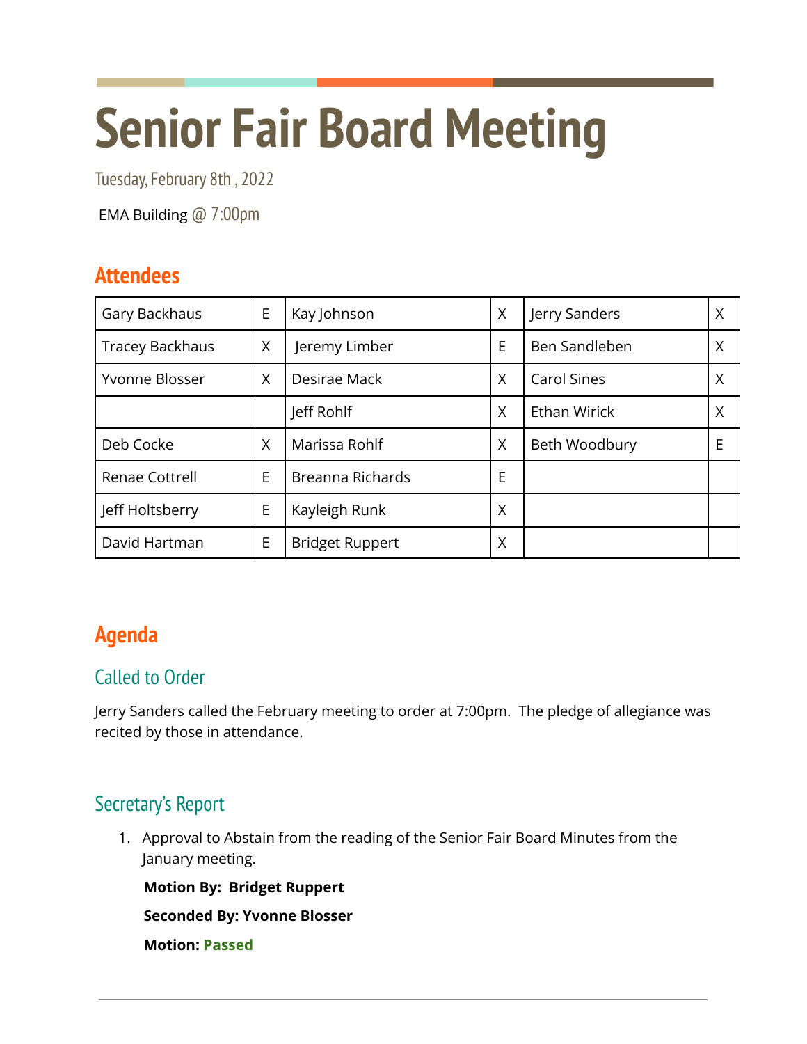# Senior Fair Board Meeting

Tuesday, February 8th , 2022

EMA Building @ 7:00pm

## Attendees

| | | | | | |
|---|---|---|---|---|---|
| Gary Backhaus | E | Kay Johnson | X | Jerry Sanders | X |
| Tracey Backhaus | X | Jeremy Limber | E | Ben Sandleben | X |
| Yvonne Blosser | X | Desirae Mack | X | Carol Sines | X |
| | | Jeff Rohlf | X | Ethan Wirick | X |
| Deb Cocke | X | Marissa Rohlf | X | Beth Woodbury | E |
| Renae Cottrell | E | Breanna Richards | E | | |
| Jeff Holtsberry | E | Kayleigh Runk | X | | |
| David Hartman | E | Bridget Ruppert | X | | |

## Agenda

### Called to Order

Jerry Sanders called the February meeting to order at 7:00pm. The pledge of allegiance was recited by those in attendance.

### Secretary's Report

1. Approval to Abstain from the reading of the Senior Fair Board Minutes from the January meeting.

   **Motion By: Bridget Ruppert**

   **Seconded By: Yvonne Blosser**

   **Motion: Passed**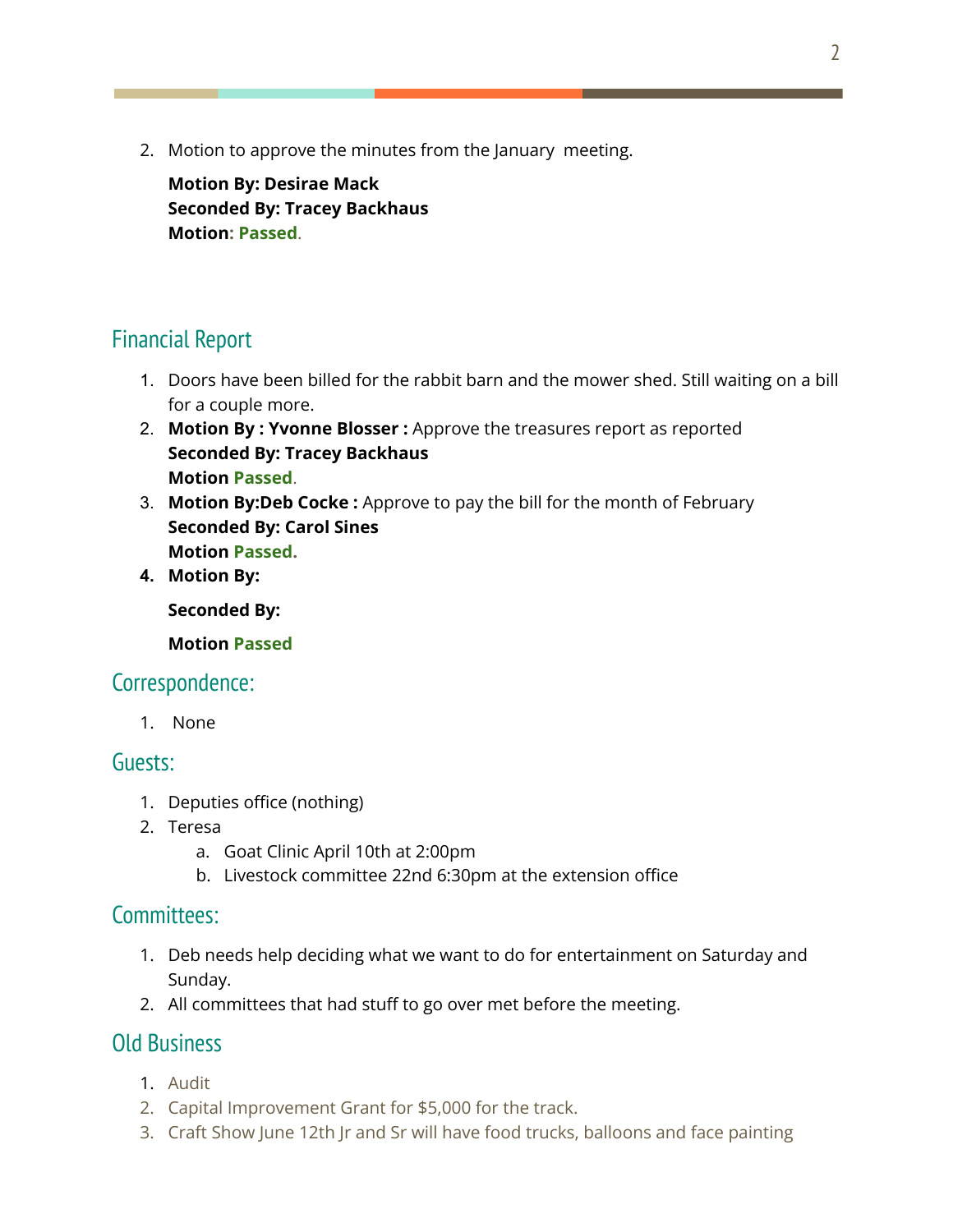2. Motion to approve the minutes from the January  meeting.

   **Motion By: Desirae Mack**
   **Seconded By: Tracey Backhaus**
   **Motion: Passed.**

## Financial Report

1. Doors have been billed for the rabbit barn and the mower shed. Still waiting on a bill for a couple more.
2. **Motion By : Yvonne Blosser :** Approve the treasures report as reported
   **Seconded By: Tracey Backhaus**
   **Motion Passed.**
3. **Motion By:Deb Cocke :** Approve to pay the bill for the month of February
   **Seconded By: Carol Sines**
   **Motion Passed.**
4. **Motion By:**

   **Seconded By:**

   **Motion Passed**

## Correspondence:

1. None

## Guests:

1. Deputies office (nothing)
2. Teresa
   a. Goat Clinic April 10th at 2:00pm
   b. Livestock committee 22nd 6:30pm at the extension office

## Committees:

1. Deb needs help deciding what we want to do for entertainment on Saturday and Sunday.
2. All committees that had stuff to go over met before the meeting.

## Old Business

1. Audit
2. Capital Improvement Grant for $5,000 for the track.
3. Craft Show June 12th Jr and Sr will have food trucks, balloons and face painting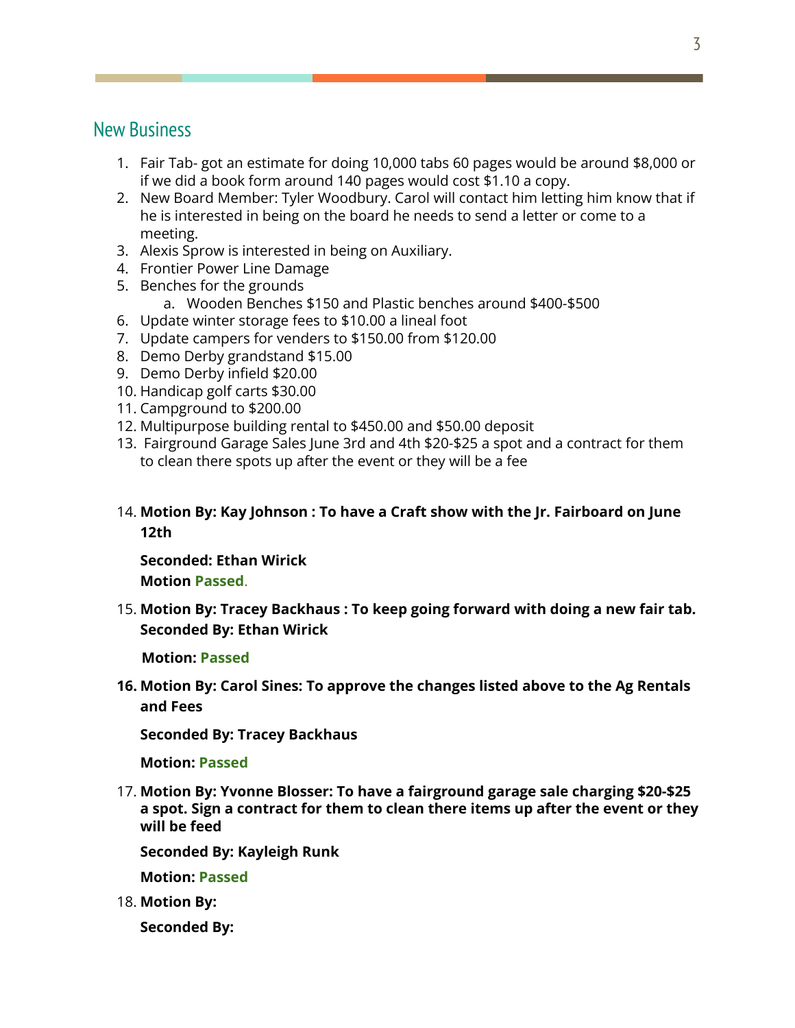## New Business

1. Fair Tab- got an estimate for doing 10,000 tabs 60 pages would be around $8,000 or if we did a book form around 140 pages would cost $1.10 a copy.
2. New Board Member: Tyler Woodbury. Carol will contact him letting him know that if he is interested in being on the board he needs to send a letter or come to a meeting.
3. Alexis Sprow is interested in being on Auxiliary.
4. Frontier Power Line Damage
5. Benches for the grounds
   a. Wooden Benches $150 and Plastic benches around $400-$500
6. Update winter storage fees to $10.00 a lineal foot
7. Update campers for venders to $150.00 from $120.00
8. Demo Derby grandstand $15.00
9. Demo Derby infield $20.00
10. Handicap golf carts $30.00
11. Campground to $200.00
12. Multipurpose building rental to $450.00 and $50.00 deposit
13. Fairground Garage Sales June 3rd and 4th $20-$25 a spot and a contract for them to clean there spots up after the event or they will be a fee

14. **Motion By: Kay Johnson : To have a Craft show with the Jr. Fairboard on June 12th**

    **Seconded: Ethan Wirick**
    **Motion Passed**.

15. **Motion By: Tracey Backhaus : To keep going forward with doing a new fair tab.**
    **Seconded By: Ethan Wirick**

    **Motion: Passed**

16. **Motion By: Carol Sines: To approve the changes listed above to the Ag Rentals and Fees**

    **Seconded By: Tracey Backhaus**

    **Motion: Passed**

17. **Motion By: Yvonne Blosser: To have a fairground garage sale charging $20-$25 a spot. Sign a contract for them to clean there items up after the event or they will be feed**

    **Seconded By: Kayleigh Runk**

    **Motion: Passed**

18. **Motion By:**

    **Seconded By:**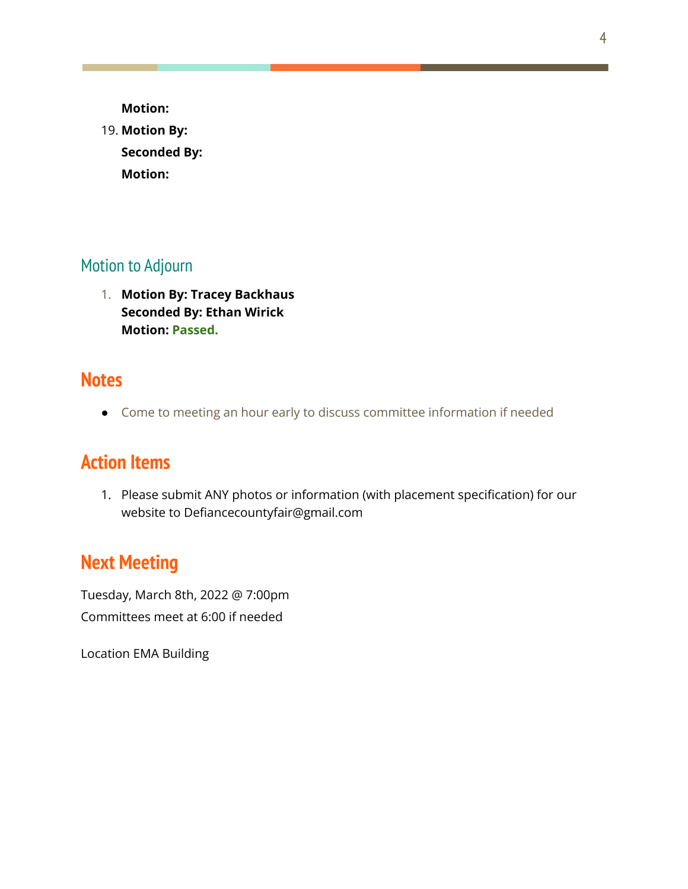**Motion:**

19. **Motion By:**
    **Seconded By:**
    **Motion:**

## Motion to Adjourn

1. **Motion By: Tracey Backhaus**
   **Seconded By: Ethan Wirick**
   **Motion: Passed.**

# Notes

- Come to meeting an hour early to discuss committee information if needed

# Action Items

1. Please submit ANY photos or information (with placement specification) for our website to Defiancecountyfair@gmail.com

# Next Meeting

Tuesday, March 8th, 2022 @ 7:00pm

Committees meet at 6:00 if needed

Location EMA Building